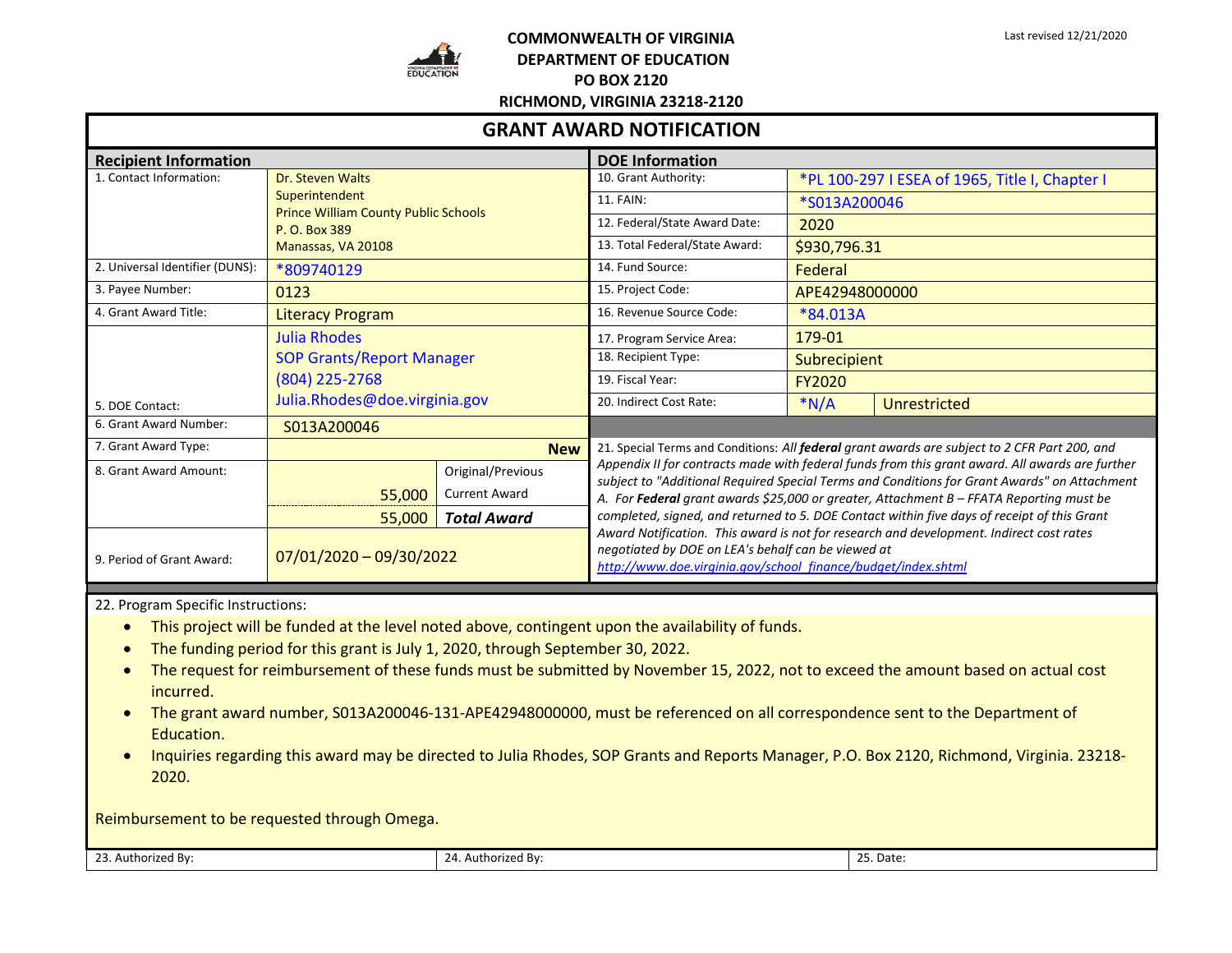Last revised 12/21/2020

**COMMONWEALTH OF VIRGINIA**
**DEPARTMENT OF EDUCATION**
**PO BOX 2120**
**RICHMOND, VIRGINIA 23218-2120**

# GRANT AWARD NOTIFICATION

| Recipient Information | | | DOE Information | | |
|---|---|---|---|---|---|
| 1. Contact Information: | Dr. Steven Walts<br>Superintendent<br>Prince William County Public Schools<br>P. O. Box 389<br>Manassas, VA 20108 | | 10. Grant Authority: | *PL 100-297 I ESEA of 1965, Title I, Chapter I | |
| | | | 11. FAIN: | *S013A200046 | |
| | | | 12. Federal/State Award Date: | 2020 | |
| | | | 13. Total Federal/State Award: | $930,796.31 | |
| 2. Universal Identifier (DUNS): | *809740129 | | 14. Fund Source: | Federal | |
| 3. Payee Number: | 0123 | | 15. Project Code: | APE42948000000 | |
| 4. Grant Award Title: | Literacy Program | | 16. Revenue Source Code: | *84.013A | |
| 5. DOE Contact: | Julia Rhodes<br>SOP Grants/Report Manager<br>(804) 225-2768<br>Julia.Rhodes@doe.virginia.gov | | 17. Program Service Area: | 179-01 | |
| | | | 18. Recipient Type: | Subrecipient | |
| | | | 19. Fiscal Year: | FY2020 | |
| | | | 20. Indirect Cost Rate: | *N/A | Unrestricted |
| 6. Grant Award Number: | S013A200046 | | | | |
| 7. Grant Award Type: | **New** | | 21. Special Terms and Conditions: *All **federal** grant awards are subject to 2 CFR Part 200, and Appendix II for contracts made with federal funds from this grant award. All awards are further subject to "Additional Required Special Terms and Conditions for Grant Awards" on Attachment A. For **Federal** grant awards $25,000 or greater, Attachment B – FFATA Reporting must be completed, signed, and returned to 5. DOE Contact within five days of receipt of this Grant Award Notification. This award is not for research and development. Indirect cost rates negotiated by DOE on LEA's behalf can be viewed at* *http://www.doe.virginia.gov/school_finance/budget/index.shtml* | | |
| 8. Grant Award Amount: | | Original/Previous | | | |
| | 55,000 | Current Award | | | |
| | 55,000 | ***Total Award*** | | | |
| 9. Period of Grant Award: | 07/01/2020 – 09/30/2022 | | | | |

22. Program Specific Instructions:

- This project will be funded at the level noted above, contingent upon the availability of funds.
- The funding period for this grant is July 1, 2020, through September 30, 2022.
- The request for reimbursement of these funds must be submitted by November 15, 2022, not to exceed the amount based on actual cost incurred.
- The grant award number, S013A200046-131-APE42948000000, must be referenced on all correspondence sent to the Department of Education.
- Inquiries regarding this award may be directed to Julia Rhodes, SOP Grants and Reports Manager, P.O. Box 2120, Richmond, Virginia. 23218-2020.

Reimbursement to be requested through Omega.

| 23. Authorized By: | 24. Authorized By: | 25. Date: |
|---|---|---|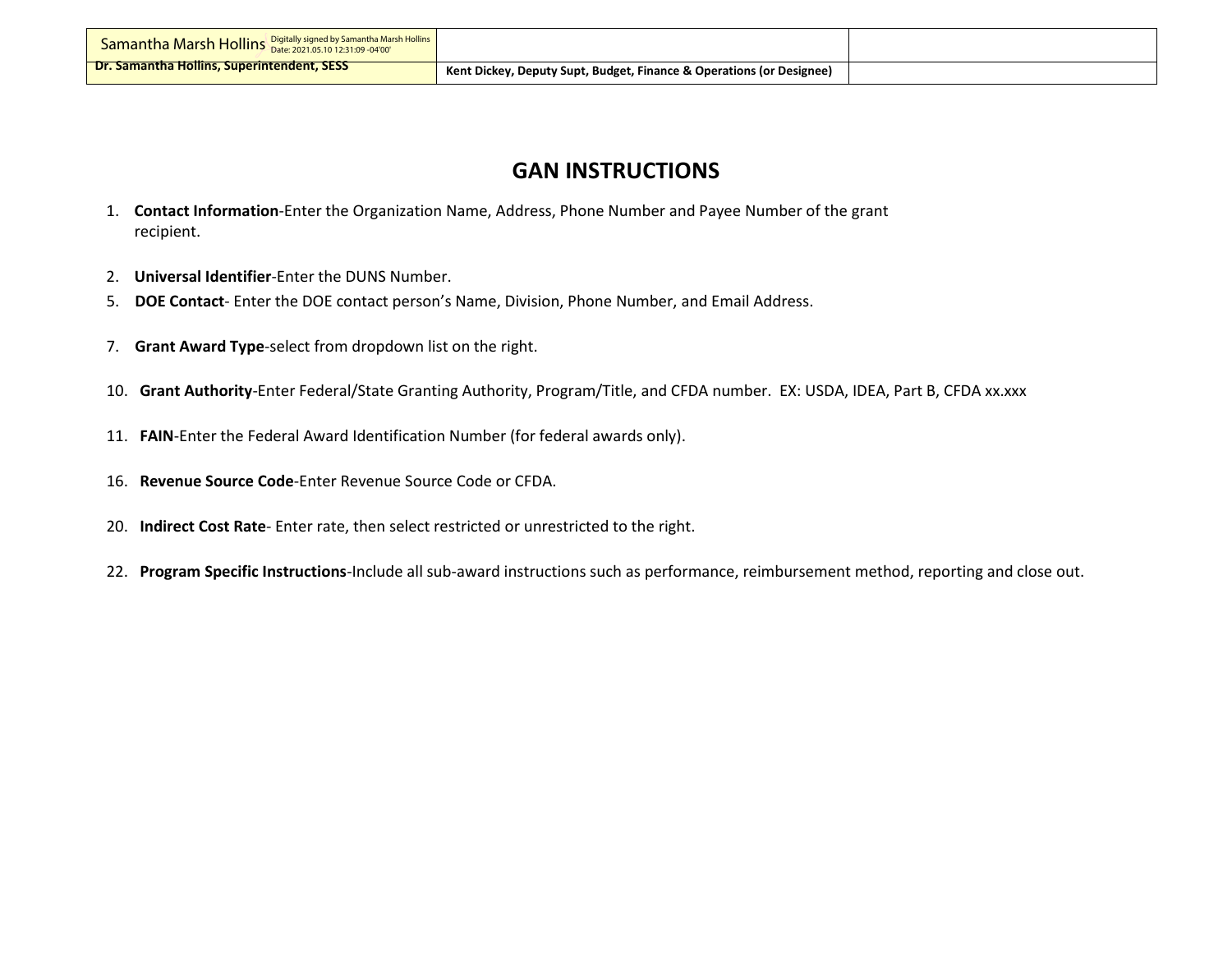| | | |
|---|---|---|
| Samantha Marsh Hollins Digitally signed by Samantha Marsh Hollins Date: 2021.05.10 12:31:09 -04'00' | | |
| **Dr. Samantha Hollins, Superintendent, SESS** | **Kent Dickey, Deputy Supt, Budget, Finance & Operations (or Designee)** | |

# GAN INSTRUCTIONS

1. **Contact Information**-Enter the Organization Name, Address, Phone Number and Payee Number of the grant recipient.

2. **Universal Identifier**-Enter the DUNS Number.

5. **DOE Contact**- Enter the DOE contact person's Name, Division, Phone Number, and Email Address.

7. **Grant Award Type**-select from dropdown list on the right.

10. **Grant Authority**-Enter Federal/State Granting Authority, Program/Title, and CFDA number. EX: USDA, IDEA, Part B, CFDA xx.xxx

11. **FAIN**-Enter the Federal Award Identification Number (for federal awards only).

16. **Revenue Source Code**-Enter Revenue Source Code or CFDA.

20. **Indirect Cost Rate**- Enter rate, then select restricted or unrestricted to the right.

22. **Program Specific Instructions**-Include all sub-award instructions such as performance, reimbursement method, reporting and close out.